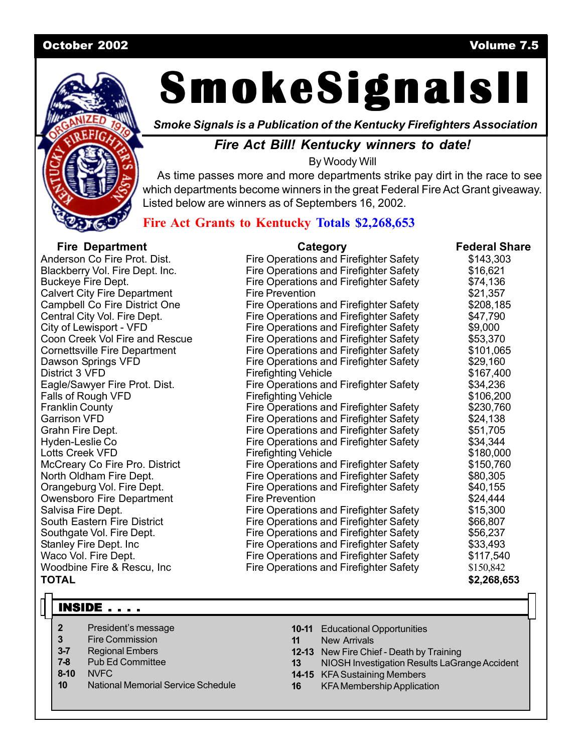# SmokeSignalsII

*Smoke Signals is a Publication of the Kentucky Firefighters Association*

October 2002 — Volume 7.5

## *Fire Act Bill! Kentucky winners to date!*

By Woody Will

As time passes more and more departments strike pay dirt in the race to see which departments become winners in the great Federal Fire Act Grant giveaway. Listed below are winners as of Septembers 16, 2002.

**Fire Act Grants to Kentucky Totals $2,268,653**

| Fire Department | Category | Federal Share |
|---|---|---|
| Anderson Co Fire Prot. Dist. | Fire Operations and Firefighter Safety | $143,303 |
| Blackberry Vol. Fire Dept. Inc. | Fire Operations and Firefighter Safety | $16,621 |
| Buckeye Fire Dept. | Fire Operations and Firefighter Safety | $74,136 |
| Calvert City Fire Department | Fire Prevention | $21,357 |
| Campbell Co Fire District One | Fire Operations and Firefighter Safety | $208,185 |
| Central City Vol. Fire Dept. | Fire Operations and Firefighter Safety | $47,790 |
| City of Lewisport - VFD | Fire Operations and Firefighter Safety | $9,000 |
| Coon Creek Vol Fire and Rescue | Fire Operations and Firefighter Safety | $53,370 |
| Cornettsville Fire Department | Fire Operations and Firefighter Safety | $101,065 |
| Dawson Springs VFD | Fire Operations and Firefighter Safety | $29,160 |
| District 3 VFD | Firefighting Vehicle | $167,400 |
| Eagle/Sawyer Fire Prot. Dist. | Fire Operations and Firefighter Safety | $34,236 |
| Falls of Rough VFD | Firefighting Vehicle | $106,200 |
| Franklin County | Fire Operations and Firefighter Safety | $230,760 |
| Garrison VFD | Fire Operations and Firefighter Safety | $24,138 |
| Grahn Fire Dept. | Fire Operations and Firefighter Safety | $51,705 |
| Hyden-Leslie Co | Fire Operations and Firefighter Safety | $34,344 |
| Lotts Creek VFD | Firefighting Vehicle | $180,000 |
| McCreary Co Fire Pro. District | Fire Operations and Firefighter Safety | $150,760 |
| North Oldham Fire Dept. | Fire Operations and Firefighter Safety | $80,305 |
| Orangeburg Vol. Fire Dept. | Fire Operations and Firefighter Safety | $40,155 |
| Owensboro Fire Department | Fire Prevention | $24,444 |
| Salvisa Fire Dept. | Fire Operations and Firefighter Safety | $15,300 |
| South Eastern Fire District | Fire Operations and Firefighter Safety | $66,807 |
| Southgate Vol. Fire Dept. | Fire Operations and Firefighter Safety | $56,237 |
| Stanley Fire Dept. Inc | Fire Operations and Firefighter Safety | $33,493 |
| Waco Vol. Fire Dept. | Fire Operations and Firefighter Safety | $117,540 |
| Woodbine Fire & Rescu, Inc | Fire Operations and Firefighter Safety | $150,842 |
| **TOTAL** | | **$2,268,653** |

## INSIDE . . . .

| | |
|---|---|
| **2** | President's message |
| **3** | Fire Commission |
| **3-7** | Regional Embers |
| **7-8** | Pub Ed Committee |
| **8-10** | NVFC |
| **10** | National Memorial Service Schedule |
| **10-11** | Educational Opportunities |
| **11** | New Arrivals |
| **12-13** | New Fire Chief - Death by Training |
| **13** | NIOSH Investigation Results LaGrange Accident |
| **14-15** | KFA Sustaining Members |
| **16** | KFA Membership Application |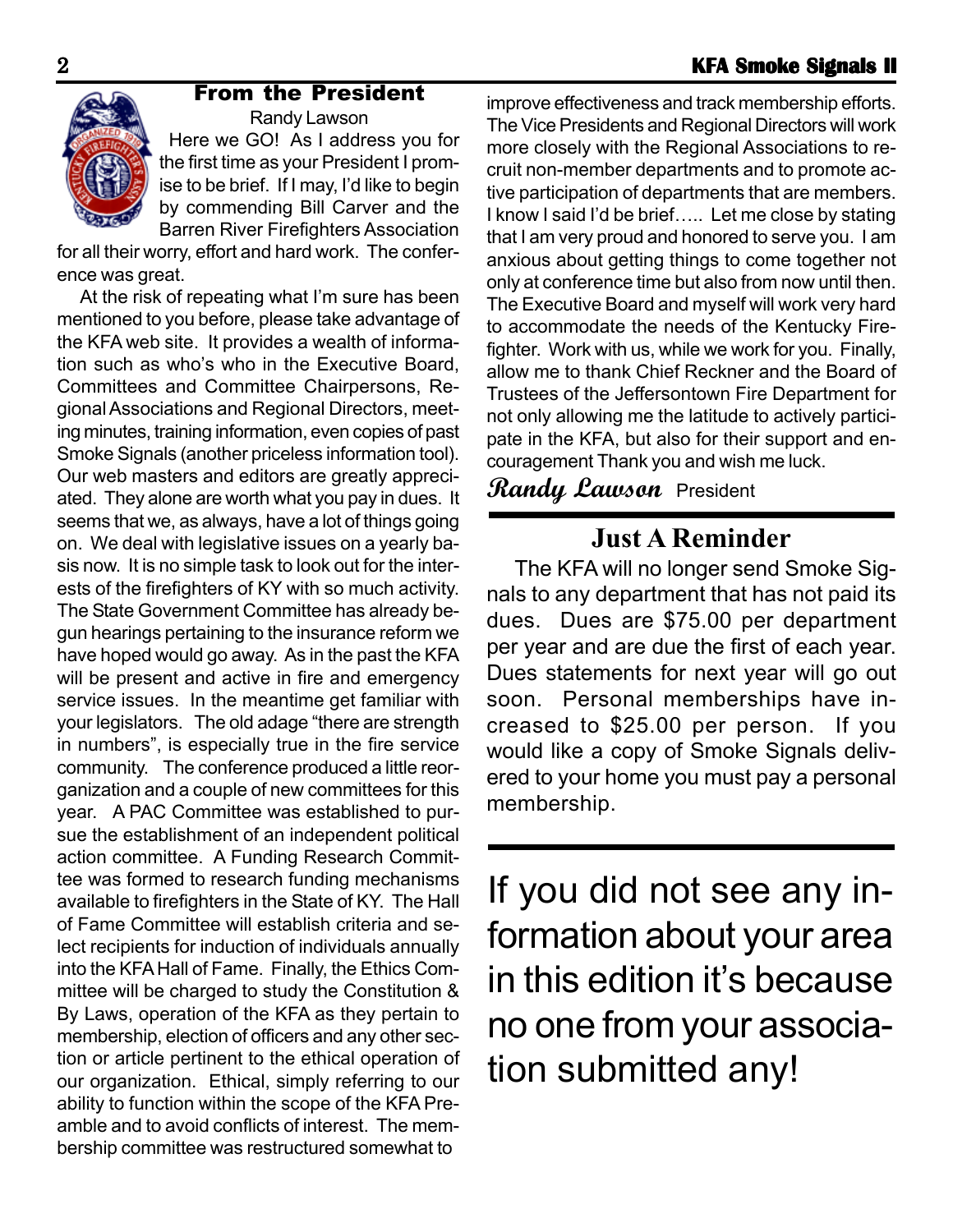## From the President

Randy Lawson

Here we GO! As I address you for the first time as your President I promise to be brief. If I may, I'd like to begin by commending Bill Carver and the Barren River Firefighters Association for all their worry, effort and hard work. The conference was great.

At the risk of repeating what I'm sure has been mentioned to you before, please take advantage of the KFA web site. It provides a wealth of information such as who's who in the Executive Board, Committees and Committee Chairpersons, Regional Associations and Regional Directors, meeting minutes, training information, even copies of past Smoke Signals (another priceless information tool). Our web masters and editors are greatly appreciated. They alone are worth what you pay in dues. It seems that we, as always, have a lot of things going on. We deal with legislative issues on a yearly basis now. It is no simple task to look out for the interests of the firefighters of KY with so much activity. The State Government Committee has already begun hearings pertaining to the insurance reform we have hoped would go away. As in the past the KFA will be present and active in fire and emergency service issues. In the meantime get familiar with your legislators. The old adage "there are strength in numbers", is especially true in the fire service community. The conference produced a little reorganization and a couple of new committees for this year. A PAC Committee was established to pursue the establishment of an independent political action committee. A Funding Research Committee was formed to research funding mechanisms available to firefighters in the State of KY. The Hall of Fame Committee will establish criteria and select recipients for induction of individuals annually into the KFA Hall of Fame. Finally, the Ethics Committee will be charged to study the Constitution & By Laws, operation of the KFA as they pertain to membership, election of officers and any other section or article pertinent to the ethical operation of our organization. Ethical, simply referring to our ability to function within the scope of the KFA Preamble and to avoid conflicts of interest. The membership committee was restructured somewhat to improve effectiveness and track membership efforts. The Vice Presidents and Regional Directors will work more closely with the Regional Associations to recruit non-member departments and to promote active participation of departments that are members. I know I said I'd be brief….. Let me close by stating that I am very proud and honored to serve you. I am anxious about getting things to come together not only at conference time but also from now until then. The Executive Board and myself will work very hard to accommodate the needs of the Kentucky Firefighter. Work with us, while we work for you. Finally, allow me to thank Chief Reckner and the Board of Trustees of the Jeffersontown Fire Department for not only allowing me the latitude to actively participate in the KFA, but also for their support and encouragement Thank you and wish me luck.

*Randy Lawson* President

## Just A Reminder

The KFA will no longer send Smoke Signals to any department that has not paid its dues. Dues are $75.00 per department per year and are due the first of each year. Dues statements for next year will go out soon. Personal memberships have increased to $25.00 per person. If you would like a copy of Smoke Signals delivered to your home you must pay a personal membership.

---

If you did not see any information about your area in this edition it's because no one from your association submitted any!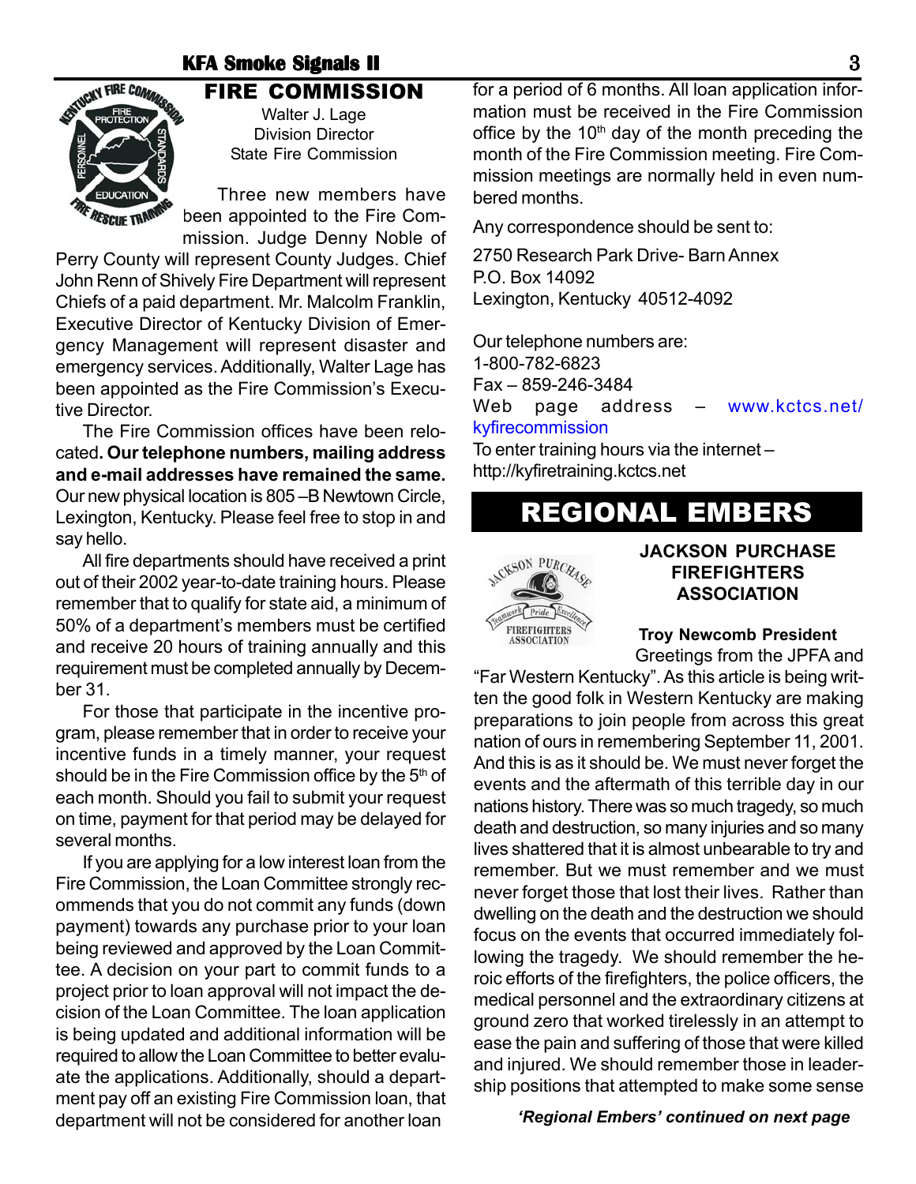## FIRE COMMISSION

Walter J. Lage
Division Director
State Fire Commission

Three new members have been appointed to the Fire Commission. Judge Denny Noble of Perry County will represent County Judges. Chief John Renn of Shively Fire Department will represent Chiefs of a paid department. Mr. Malcolm Franklin, Executive Director of Kentucky Division of Emergency Management will represent disaster and emergency services. Additionally, Walter Lage has been appointed as the Fire Commission's Executive Director.

The Fire Commission offices have been relocated**. Our telephone numbers, mailing address and e-mail addresses have remained the same.** Our new physical location is 805 –B Newtown Circle, Lexington, Kentucky. Please feel free to stop in and say hello.

All fire departments should have received a print out of their 2002 year-to-date training hours. Please remember that to qualify for state aid, a minimum of 50% of a department's members must be certified and receive 20 hours of training annually and this requirement must be completed annually by December 31.

For those that participate in the incentive program, please remember that in order to receive your incentive funds in a timely manner, your request should be in the Fire Commission office by the 5th of each month. Should you fail to submit your request on time, payment for that period may be delayed for several months.

If you are applying for a low interest loan from the Fire Commission, the Loan Committee strongly recommends that you do not commit any funds (down payment) towards any purchase prior to your loan being reviewed and approved by the Loan Committee. A decision on your part to commit funds to a project prior to loan approval will not impact the decision of the Loan Committee. The loan application is being updated and additional information will be required to allow the Loan Committee to better evaluate the applications. Additionally, should a department pay off an existing Fire Commission loan, that department will not be considered for another loan for a period of 6 months. All loan application information must be received in the Fire Commission office by the 10th day of the month preceding the month of the Fire Commission meeting. Fire Commission meetings are normally held in even numbered months.

Any correspondence should be sent to:

2750 Research Park Drive- Barn Annex
P.O. Box 14092
Lexington, Kentucky 40512-4092

Our telephone numbers are:
1-800-782-6823
Fax – 859-246-3484
Web page address – www.kctcs.net/kyfirecommission
To enter training hours via the internet – http://kyfiretraining.kctcs.net

# REGIONAL EMBERS

### JACKSON PURCHASE FIREFIGHTERS ASSOCIATION

**Troy Newcomb President**

Greetings from the JPFA and "Far Western Kentucky". As this article is being written the good folk in Western Kentucky are making preparations to join people from across this great nation of ours in remembering September 11, 2001. And this is as it should be. We must never forget the events and the aftermath of this terrible day in our nations history. There was so much tragedy, so much death and destruction, so many injuries and so many lives shattered that it is almost unbearable to try and remember. But we must remember and we must never forget those that lost their lives. Rather than dwelling on the death and the destruction we should focus on the events that occurred immediately following the tragedy. We should remember the heroic efforts of the firefighters, the police officers, the medical personnel and the extraordinary citizens at ground zero that worked tirelessly in an attempt to ease the pain and suffering of those that were killed and injured. We should remember those in leadership positions that attempted to make some sense

*'Regional Embers' continued on next page*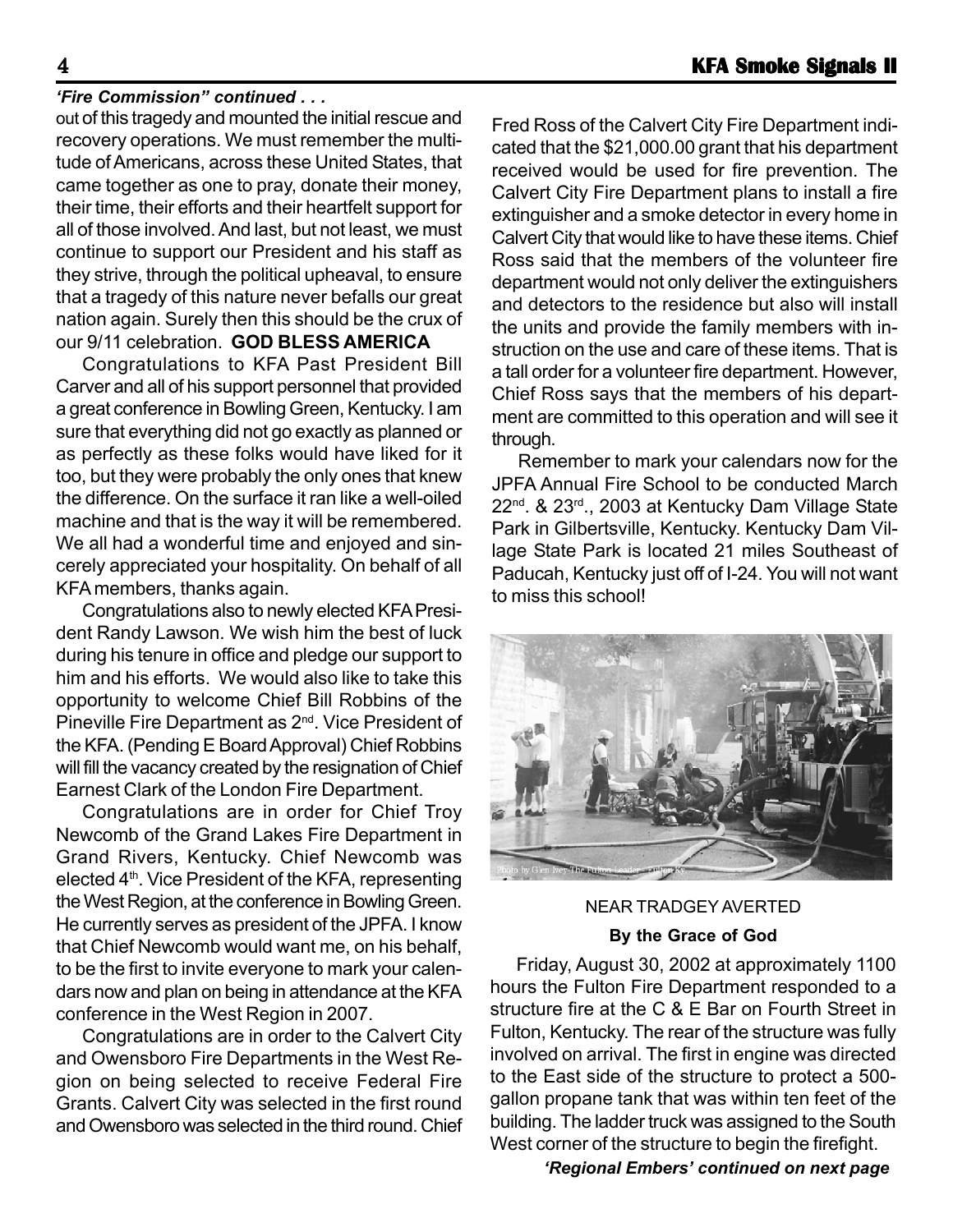*'Fire Commission" continued . . .*

out of this tragedy and mounted the initial rescue and recovery operations. We must remember the multitude of Americans, across these United States, that came together as one to pray, donate their money, their time, their efforts and their heartfelt support for all of those involved. And last, but not least, we must continue to support our President and his staff as they strive, through the political upheaval, to ensure that a tragedy of this nature never befalls our great nation again. Surely then this should be the crux of our 9/11 celebration. **GOD BLESS AMERICA**

Congratulations to KFA Past President Bill Carver and all of his support personnel that provided a great conference in Bowling Green, Kentucky. I am sure that everything did not go exactly as planned or as perfectly as these folks would have liked for it too, but they were probably the only ones that knew the difference. On the surface it ran like a well-oiled machine and that is the way it will be remembered. We all had a wonderful time and enjoyed and sincerely appreciated your hospitality. On behalf of all KFA members, thanks again.

Congratulations also to newly elected KFA President Randy Lawson. We wish him the best of luck during his tenure in office and pledge our support to him and his efforts. We would also like to take this opportunity to welcome Chief Bill Robbins of the Pineville Fire Department as 2nd. Vice President of the KFA. (Pending E Board Approval) Chief Robbins will fill the vacancy created by the resignation of Chief Earnest Clark of the London Fire Department.

Congratulations are in order for Chief Troy Newcomb of the Grand Lakes Fire Department in Grand Rivers, Kentucky. Chief Newcomb was elected 4th. Vice President of the KFA, representing the West Region, at the conference in Bowling Green. He currently serves as president of the JPFA. I know that Chief Newcomb would want me, on his behalf, to be the first to invite everyone to mark your calendars now and plan on being in attendance at the KFA conference in the West Region in 2007.

Congratulations are in order to the Calvert City and Owensboro Fire Departments in the West Region on being selected to receive Federal Fire Grants. Calvert City was selected in the first round and Owensboro was selected in the third round. Chief Fred Ross of the Calvert City Fire Department indicated that the $21,000.00 grant that his department received would be used for fire prevention. The Calvert City Fire Department plans to install a fire extinguisher and a smoke detector in every home in Calvert City that would like to have these items. Chief Ross said that the members of the volunteer fire department would not only deliver the extinguishers and detectors to the residence but also will install the units and provide the family members with instruction on the use and care of these items. That is a tall order for a volunteer fire department. However, Chief Ross says that the members of his department are committed to this operation and will see it through.

Remember to mark your calendars now for the JPFA Annual Fire School to be conducted March 22nd. & 23rd., 2003 at Kentucky Dam Village State Park in Gilbertsville, Kentucky. Kentucky Dam Village State Park is located 21 miles Southeast of Paducah, Kentucky just off of I-24. You will not want to miss this school!

Photo by Glen Ivey The Fulton Leader - Fulton Ky.

NEAR TRADGEY AVERTED

**By the Grace of God**

Friday, August 30, 2002 at approximately 1100 hours the Fulton Fire Department responded to a structure fire at the C & E Bar on Fourth Street in Fulton, Kentucky. The rear of the structure was fully involved on arrival. The first in engine was directed to the East side of the structure to protect a 500-gallon propane tank that was within ten feet of the building. The ladder truck was assigned to the South West corner of the structure to begin the firefight.

***'Regional Embers' continued on next page***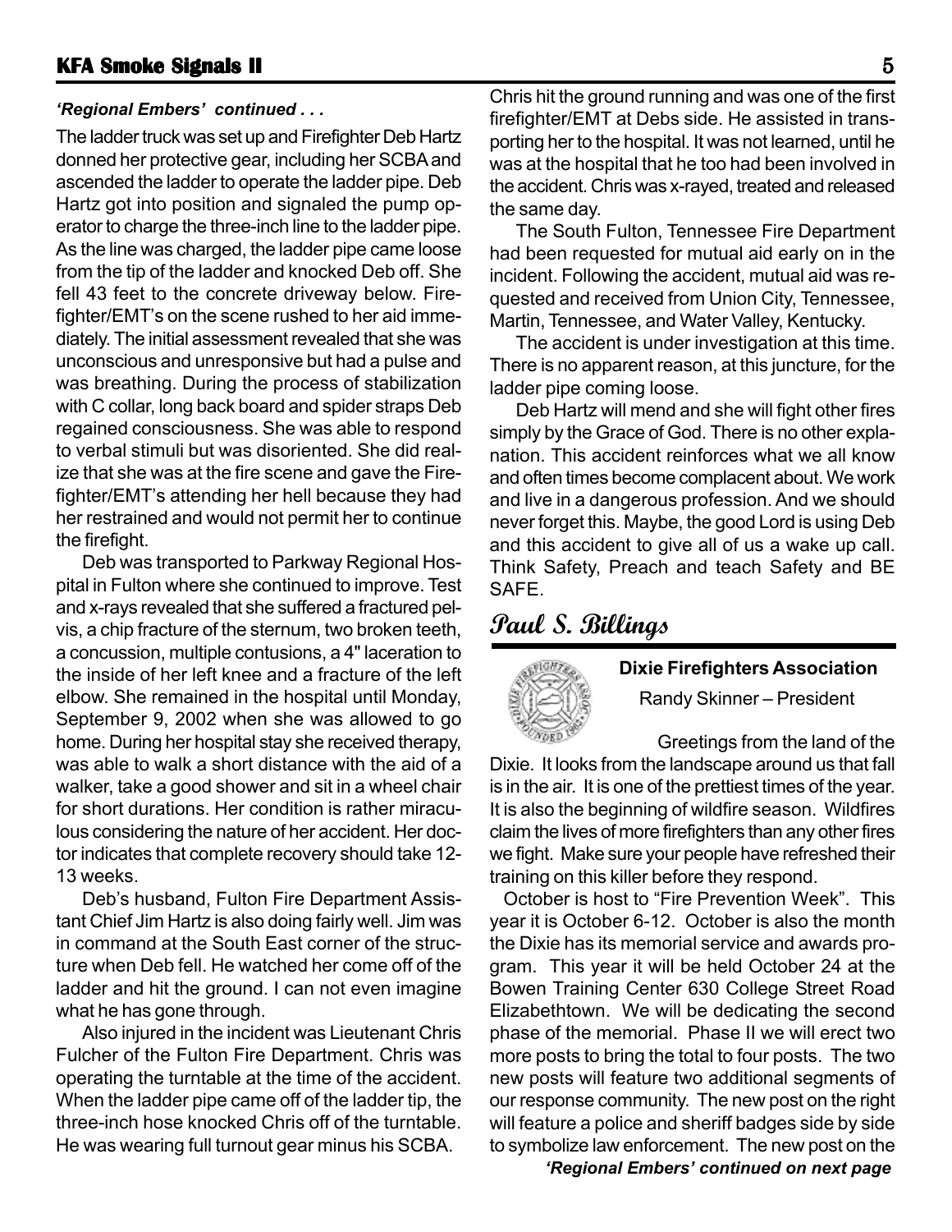*'Regional Embers' continued . . .*

The ladder truck was set up and Firefighter Deb Hartz donned her protective gear, including her SCBA and ascended the ladder to operate the ladder pipe. Deb Hartz got into position and signaled the pump operator to charge the three-inch line to the ladder pipe. As the line was charged, the ladder pipe came loose from the tip of the ladder and knocked Deb off. She fell 43 feet to the concrete driveway below. Firefighter/EMT's on the scene rushed to her aid immediately. The initial assessment revealed that she was unconscious and unresponsive but had a pulse and was breathing. During the process of stabilization with C collar, long back board and spider straps Deb regained consciousness. She was able to respond to verbal stimuli but was disoriented. She did realize that she was at the fire scene and gave the Firefighter/EMT's attending her hell because they had her restrained and would not permit her to continue the firefight.

Deb was transported to Parkway Regional Hospital in Fulton where she continued to improve. Test and x-rays revealed that she suffered a fractured pelvis, a chip fracture of the sternum, two broken teeth, a concussion, multiple contusions, a 4" laceration to the inside of her left knee and a fracture of the left elbow. She remained in the hospital until Monday, September 9, 2002 when she was allowed to go home. During her hospital stay she received therapy, was able to walk a short distance with the aid of a walker, take a good shower and sit in a wheel chair for short durations. Her condition is rather miraculous considering the nature of her accident. Her doctor indicates that complete recovery should take 12-13 weeks.

Deb's husband, Fulton Fire Department Assistant Chief Jim Hartz is also doing fairly well. Jim was in command at the South East corner of the structure when Deb fell. He watched her come off of the ladder and hit the ground. I can not even imagine what he has gone through.

Also injured in the incident was Lieutenant Chris Fulcher of the Fulton Fire Department. Chris was operating the turntable at the time of the accident. When the ladder pipe came off of the ladder tip, the three-inch hose knocked Chris off of the turntable. He was wearing full turnout gear minus his SCBA. Chris hit the ground running and was one of the first firefighter/EMT at Debs side. He assisted in transporting her to the hospital. It was not learned, until he was at the hospital that he too had been involved in the accident. Chris was x-rayed, treated and released the same day.

The South Fulton, Tennessee Fire Department had been requested for mutual aid early on in the incident. Following the accident, mutual aid was requested and received from Union City, Tennessee, Martin, Tennessee, and Water Valley, Kentucky.

The accident is under investigation at this time. There is no apparent reason, at this juncture, for the ladder pipe coming loose.

Deb Hartz will mend and she will fight other fires simply by the Grace of God. There is no other explanation. This accident reinforces what we all know and often times become complacent about. We work and live in a dangerous profession. And we should never forget this. Maybe, the good Lord is using Deb and this accident to give all of us a wake up call. Think Safety, Preach and teach Safety and BE SAFE.

*Paul S. Billings*

## Dixie Firefighters Association

Randy Skinner – President

Greetings from the land of the Dixie. It looks from the landscape around us that fall is in the air. It is one of the prettiest times of the year. It is also the beginning of wildfire season. Wildfires claim the lives of more firefighters than any other fires we fight. Make sure your people have refreshed their training on this killer before they respond.

October is host to "Fire Prevention Week". This year it is October 6-12. October is also the month the Dixie has its memorial service and awards program. This year it will be held October 24 at the Bowen Training Center 630 College Street Road Elizabethtown. We will be dedicating the second phase of the memorial. Phase II we will erect two more posts to bring the total to four posts. The two new posts will feature two additional segments of our response community. The new post on the right will feature a police and sheriff badges side by side to symbolize law enforcement. The new post on the

***'Regional Embers' continued on next page***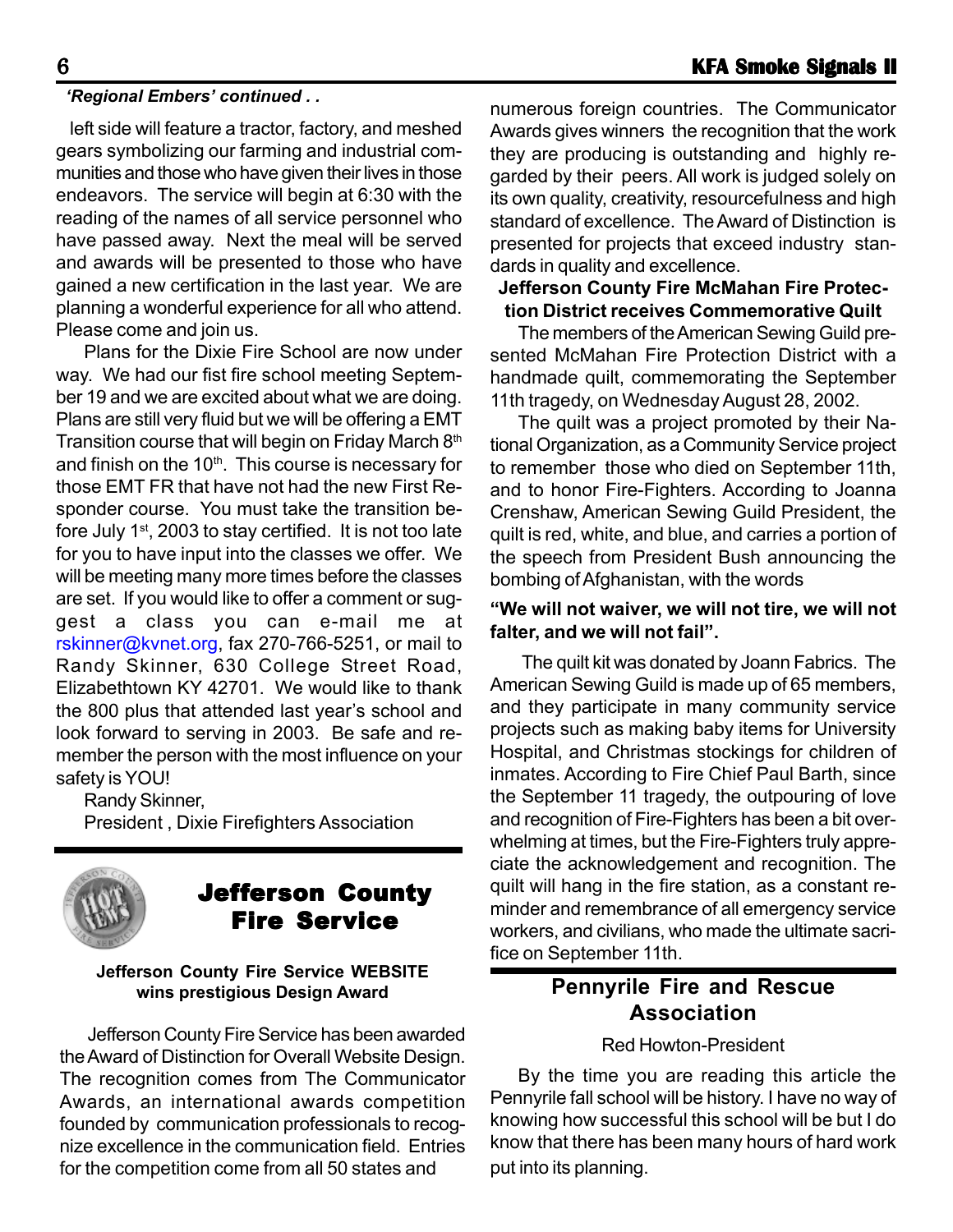*'Regional Embers' continued . .*

left side will feature a tractor, factory, and meshed gears symbolizing our farming and industrial communities and those who have given their lives in those endeavors. The service will begin at 6:30 with the reading of the names of all service personnel who have passed away. Next the meal will be served and awards will be presented to those who have gained a new certification in the last year. We are planning a wonderful experience for all who attend. Please come and join us.

Plans for the Dixie Fire School are now under way. We had our fist fire school meeting September 19 and we are excited about what we are doing. Plans are still very fluid but we will be offering a EMT Transition course that will begin on Friday March 8th and finish on the 10th. This course is necessary for those EMT FR that have not had the new First Responder course. You must take the transition before July 1st, 2003 to stay certified. It is not too late for you to have input into the classes we offer. We will be meeting many more times before the classes are set. If you would like to offer a comment or suggest a class you can e-mail me at rskinner@kvnet.org, fax 270-766-5251, or mail to Randy Skinner, 630 College Street Road, Elizabethtown KY 42701. We would like to thank the 800 plus that attended last year's school and look forward to serving in 2003. Be safe and remember the person with the most influence on your safety is YOU!

Randy Skinner,
President , Dixie Firefighters Association

## Jefferson County Fire Service

**Jefferson County Fire Service WEBSITE wins prestigious Design Award**

Jefferson County Fire Service has been awarded the Award of Distinction for Overall Website Design. The recognition comes from The Communicator Awards, an international awards competition founded by communication professionals to recognize excellence in the communication field. Entries for the competition come from all 50 states and numerous foreign countries. The Communicator Awards gives winners the recognition that the work they are producing is outstanding and highly regarded by their peers. All work is judged solely on its own quality, creativity, resourcefulness and high standard of excellence. The Award of Distinction is presented for projects that exceed industry standards in quality and excellence.

**Jefferson County Fire McMahan Fire Protection District receives Commemorative Quilt**

The members of the American Sewing Guild presented McMahan Fire Protection District with a handmade quilt, commemorating the September 11th tragedy, on Wednesday August 28, 2002.

The quilt was a project promoted by their National Organization, as a Community Service project to remember those who died on September 11th, and to honor Fire-Fighters. According to Joanna Crenshaw, American Sewing Guild President, the quilt is red, white, and blue, and carries a portion of the speech from President Bush announcing the bombing of Afghanistan, with the words

**"We will not waiver, we will not tire, we will not falter, and we will not fail".**

The quilt kit was donated by Joann Fabrics. The American Sewing Guild is made up of 65 members, and they participate in many community service projects such as making baby items for University Hospital, and Christmas stockings for children of inmates. According to Fire Chief Paul Barth, since the September 11 tragedy, the outpouring of love and recognition of Fire-Fighters has been a bit overwhelming at times, but the Fire-Fighters truly appreciate the acknowledgement and recognition. The quilt will hang in the fire station, as a constant reminder and remembrance of all emergency service workers, and civilians, who made the ultimate sacrifice on September 11th.

## Pennyrile Fire and Rescue Association

Red Howton-President

By the time you are reading this article the Pennyrile fall school will be history. I have no way of knowing how successful this school will be but I do know that there has been many hours of hard work put into its planning.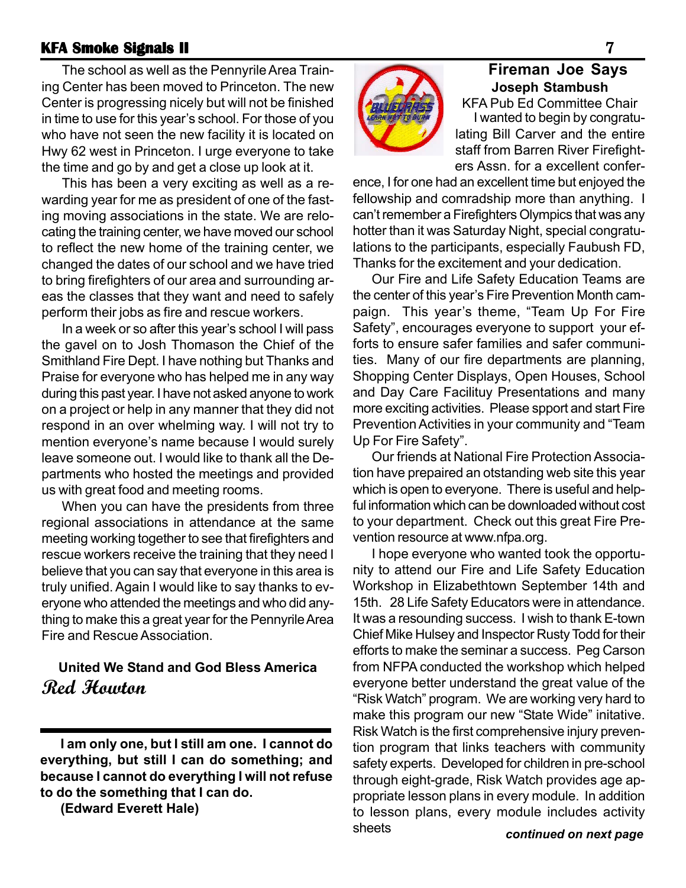The school as well as the Pennyrile Area Training Center has been moved to Princeton. The new Center is progressing nicely but will not be finished in time to use for this year's school. For those of you who have not seen the new facility it is located on Hwy 62 west in Princeton. I urge everyone to take the time and go by and get a close up look at it.

This has been a very exciting as well as a rewarding year for me as president of one of the fasting moving associations in the state. We are relocating the training center, we have moved our school to reflect the new home of the training center, we changed the dates of our school and we have tried to bring firefighters of our area and surrounding areas the classes that they want and need to safely perform their jobs as fire and rescue workers.

In a week or so after this year's school I will pass the gavel on to Josh Thomason the Chief of the Smithland Fire Dept. I have nothing but Thanks and Praise for everyone who has helped me in any way during this past year. I have not asked anyone to work on a project or help in any manner that they did not respond in an over whelming way. I will not try to mention everyone's name because I would surely leave someone out. I would like to thank all the Departments who hosted the meetings and provided us with great food and meeting rooms.

When you can have the presidents from three regional associations in attendance at the same meeting working together to see that firefighters and rescue workers receive the training that they need I believe that you can say that everyone in this area is truly unified. Again I would like to say thanks to everyone who attended the meetings and who did anything to make this a great year for the Pennyrile Area Fire and Rescue Association.

**United We Stand and God Bless America**

***Red Howton***

---

**I am only one, but I still am one. I cannot do everything, but still I can do something; and because I cannot do everything I will not refuse to do the something that I can do.**

**(Edward Everett Hale)**

## Fireman Joe Says

**Joseph Stambush**

KFA Pub Ed Committee Chair

I wanted to begin by congratulating Bill Carver and the entire staff from Barren River Firefighters Assn. for a excellent conference, I for one had an excellent time but enjoyed the fellowship and comradship more than anything. I can't remember a Firefighters Olympics that was any hotter than it was Saturday Night, special congratulations to the participants, especially Faubush FD, Thanks for the excitement and your dedication.

Our Fire and Life Safety Education Teams are the center of this year's Fire Prevention Month campaign. This year's theme, "Team Up For Fire Safety", encourages everyone to support your efforts to ensure safer families and safer communities. Many of our fire departments are planning, Shopping Center Displays, Open Houses, School and Day Care Facilituy Presentations and many more exciting activities. Please spport and start Fire Prevention Activities in your community and "Team Up For Fire Safety".

Our friends at National Fire Protection Association have prepaired an otstanding web site this year which is open to everyone. There is useful and helpful information which can be downloaded without cost to your department. Check out this great Fire Prevention resource at www.nfpa.org.

I hope everyone who wanted took the opportunity to attend our Fire and Life Safety Education Workshop in Elizabethtown September 14th and 15th. 28 Life Safety Educators were in attendance. It was a resounding success. I wish to thank E-town Chief Mike Hulsey and Inspector Rusty Todd for their efforts to make the seminar a success. Peg Carson from NFPA conducted the workshop which helped everyone better understand the great value of the "Risk Watch" program. We are working very hard to make this program our new "State Wide" initative. Risk Watch is the first comprehensive injury prevention program that links teachers with community safety experts. Developed for children in pre-school through eight-grade, Risk Watch provides age appropriate lesson plans in every module. In addition to lesson plans, every module includes activity sheets

***continued on next page***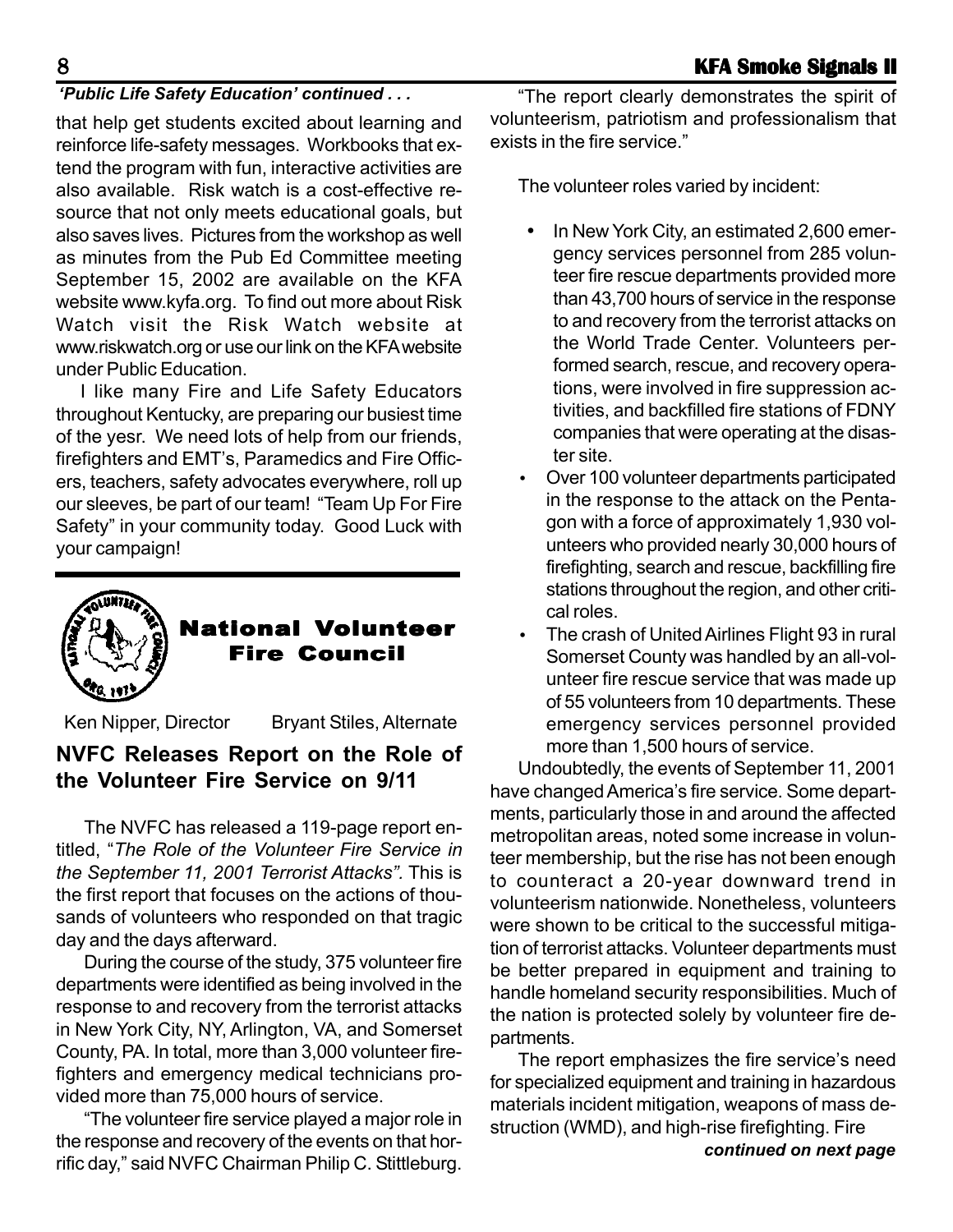*'Public Life Safety Education' continued . . .*

that help get students excited about learning and reinforce life-safety messages. Workbooks that extend the program with fun, interactive activities are also available. Risk watch is a cost-effective resource that not only meets educational goals, but also saves lives. Pictures from the workshop as well as minutes from the Pub Ed Committee meeting September 15, 2002 are available on the KFA website www.kyfa.org. To find out more about Risk Watch visit the Risk Watch website at www.riskwatch.org or use our link on the KFA website under Public Education.

I like many Fire and Life Safety Educators throughout Kentucky, are preparing our busiest time of the yesr. We need lots of help from our friends, firefighters and EMT's, Paramedics and Fire Officers, teachers, safety advocates everywhere, roll up our sleeves, be part of our team! "Team Up For Fire Safety" in your community today. Good Luck with your campaign!

## National Volunteer Fire Council

Ken Nipper, Director    Bryant Stiles, Alternate

### NVFC Releases Report on the Role of the Volunteer Fire Service on 9/11

The NVFC has released a 119-page report entitled, "*The Role of the Volunteer Fire Service in the September 11, 2001 Terrorist Attacks".* This is the first report that focuses on the actions of thousands of volunteers who responded on that tragic day and the days afterward.

During the course of the study, 375 volunteer fire departments were identified as being involved in the response to and recovery from the terrorist attacks in New York City, NY, Arlington, VA, and Somerset County, PA. In total, more than 3,000 volunteer firefighters and emergency medical technicians provided more than 75,000 hours of service.

"The volunteer fire service played a major role in the response and recovery of the events on that horrific day," said NVFC Chairman Philip C. Stittleburg. "The report clearly demonstrates the spirit of volunteerism, patriotism and professionalism that exists in the fire service."

The volunteer roles varied by incident:

- In New York City, an estimated 2,600 emergency services personnel from 285 volunteer fire rescue departments provided more than 43,700 hours of service in the response to and recovery from the terrorist attacks on the World Trade Center. Volunteers performed search, rescue, and recovery operations, were involved in fire suppression activities, and backfilled fire stations of FDNY companies that were operating at the disaster site.
- Over 100 volunteer departments participated in the response to the attack on the Pentagon with a force of approximately 1,930 volunteers who provided nearly 30,000 hours of firefighting, search and rescue, backfilling fire stations throughout the region, and other critical roles.
- The crash of United Airlines Flight 93 in rural Somerset County was handled by an all-volunteer fire rescue service that was made up of 55 volunteers from 10 departments. These emergency services personnel provided more than 1,500 hours of service.

Undoubtedly, the events of September 11, 2001 have changed America's fire service. Some departments, particularly those in and around the affected metropolitan areas, noted some increase in volunteer membership, but the rise has not been enough to counteract a 20-year downward trend in volunteerism nationwide. Nonetheless, volunteers were shown to be critical to the successful mitigation of terrorist attacks. Volunteer departments must be better prepared in equipment and training to handle homeland security responsibilities. Much of the nation is protected solely by volunteer fire departments.

The report emphasizes the fire service's need for specialized equipment and training in hazardous materials incident mitigation, weapons of mass destruction (WMD), and high-rise firefighting. Fire

***continued on next page***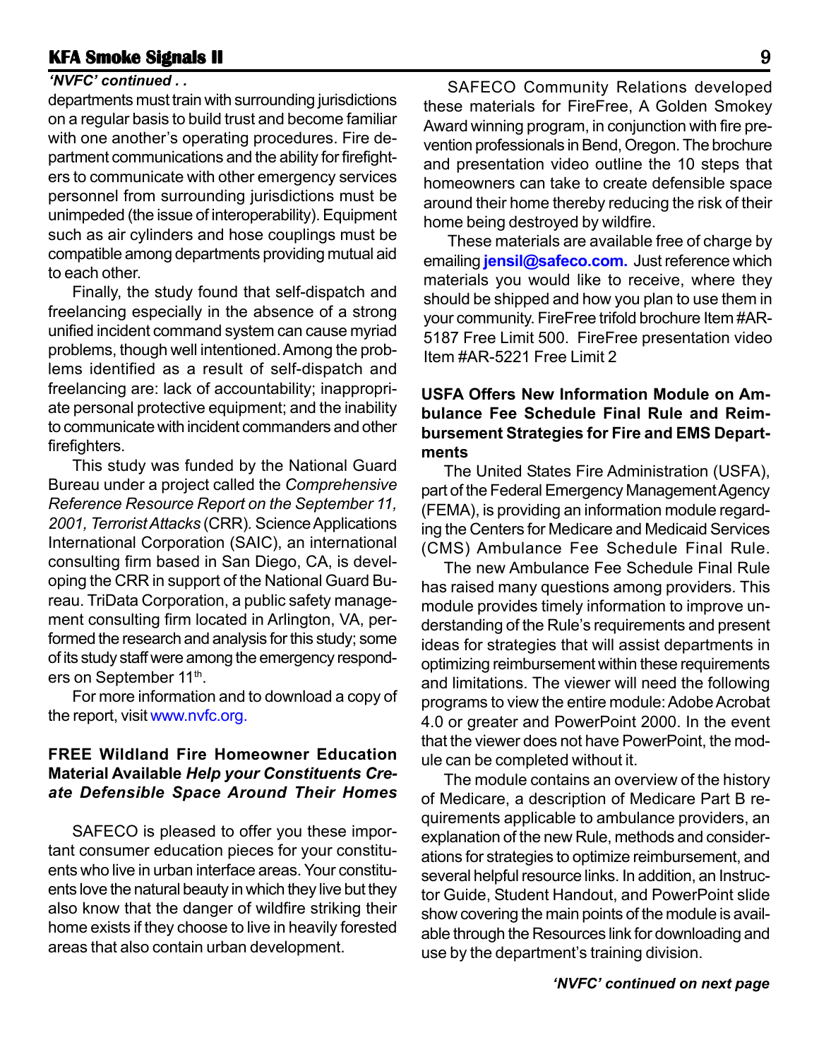*'NVFC' continued . .*

departments must train with surrounding jurisdictions on a regular basis to build trust and become familiar with one another's operating procedures. Fire department communications and the ability for firefighters to communicate with other emergency services personnel from surrounding jurisdictions must be unimpeded (the issue of interoperability). Equipment such as air cylinders and hose couplings must be compatible among departments providing mutual aid to each other.

Finally, the study found that self-dispatch and freelancing especially in the absence of a strong unified incident command system can cause myriad problems, though well intentioned. Among the problems identified as a result of self-dispatch and freelancing are: lack of accountability; inappropriate personal protective equipment; and the inability to communicate with incident commanders and other firefighters.

This study was funded by the National Guard Bureau under a project called the *Comprehensive Reference Resource Report on the September 11, 2001, Terrorist Attacks* (CRR). Science Applications International Corporation (SAIC), an international consulting firm based in San Diego, CA, is developing the CRR in support of the National Guard Bureau. TriData Corporation, a public safety management consulting firm located in Arlington, VA, performed the research and analysis for this study; some of its study staff were among the emergency responders on September 11th.

For more information and to download a copy of the report, visit www.nvfc.org.

**FREE Wildland Fire Homeowner Education Material Available *Help your Constituents Create Defensible Space Around Their Homes***

SAFECO is pleased to offer you these important consumer education pieces for your constituents who live in urban interface areas. Your constituents love the natural beauty in which they live but they also know that the danger of wildfire striking their home exists if they choose to live in heavily forested areas that also contain urban development.

SAFECO Community Relations developed these materials for FireFree, A Golden Smokey Award winning program, in conjunction with fire prevention professionals in Bend, Oregon. The brochure and presentation video outline the 10 steps that homeowners can take to create defensible space around their home thereby reducing the risk of their home being destroyed by wildfire.

These materials are available free of charge by emailing **jensil@safeco.com.** Just reference which materials you would like to receive, where they should be shipped and how you plan to use them in your community. FireFree trifold brochure Item #AR-5187 Free Limit 500. FireFree presentation video Item #AR-5221 Free Limit 2

**USFA Offers New Information Module on Ambulance Fee Schedule Final Rule and Reimbursement Strategies for Fire and EMS Departments**

The United States Fire Administration (USFA), part of the Federal Emergency Management Agency (FEMA), is providing an information module regarding the Centers for Medicare and Medicaid Services (CMS) Ambulance Fee Schedule Final Rule.

The new Ambulance Fee Schedule Final Rule has raised many questions among providers. This module provides timely information to improve understanding of the Rule's requirements and present ideas for strategies that will assist departments in optimizing reimbursement within these requirements and limitations. The viewer will need the following programs to view the entire module: Adobe Acrobat 4.0 or greater and PowerPoint 2000. In the event that the viewer does not have PowerPoint, the module can be completed without it.

The module contains an overview of the history of Medicare, a description of Medicare Part B requirements applicable to ambulance providers, an explanation of the new Rule, methods and considerations for strategies to optimize reimbursement, and several helpful resource links. In addition, an Instructor Guide, Student Handout, and PowerPoint slide show covering the main points of the module is available through the Resources link for downloading and use by the department's training division.

***'NVFC' continued on next page***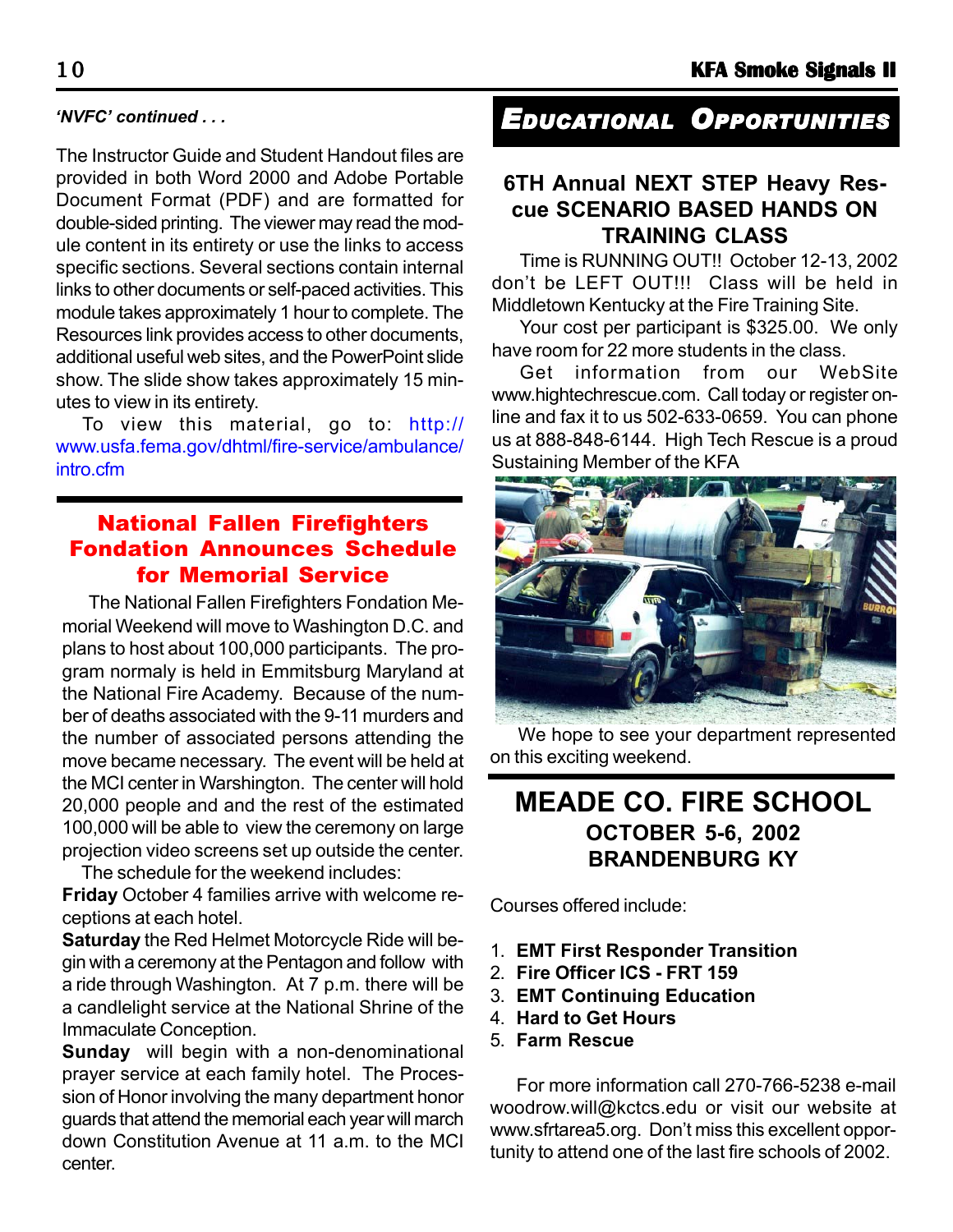*'NVFC' continued . . .*

The Instructor Guide and Student Handout files are provided in both Word 2000 and Adobe Portable Document Format (PDF) and are formatted for double-sided printing. The viewer may read the module content in its entirety or use the links to access specific sections. Several sections contain internal links to other documents or self-paced activities. This module takes approximately 1 hour to complete. The Resources link provides access to other documents, additional useful web sites, and the PowerPoint slide show. The slide show takes approximately 15 minutes to view in its entirety.

To view this material, go to: http://www.usfa.fema.gov/dhtml/fire-service/ambulance/intro.cfm

## National Fallen Firefighters Fondation Announces Schedule for Memorial Service

The National Fallen Firefighters Fondation Memorial Weekend will move to Washington D.C. and plans to host about 100,000 participants. The program normaly is held in Emmitsburg Maryland at the National Fire Academy. Because of the number of deaths associated with the 9-11 murders and the number of associated persons attending the move became necessary. The event will be held at the MCI center in Warshington. The center will hold 20,000 people and and the rest of the estimated 100,000 will be able to view the ceremony on large projection video screens set up outside the center.

The schedule for the weekend includes:

**Friday** October 4 families arrive with welcome receptions at each hotel.

**Saturday** the Red Helmet Motorcycle Ride will begin with a ceremony at the Pentagon and follow with a ride through Washington. At 7 p.m. there will be a candlelight service at the National Shrine of the Immaculate Conception.

**Sunday** will begin with a non-denominational prayer service at each family hotel. The Procession of Honor involving the many department honor guards that attend the memorial each year will march down Constitution Avenue at 11 a.m. to the MCI center.

# Educational Opportunities

## 6TH Annual NEXT STEP Heavy Rescue SCENARIO BASED HANDS ON TRAINING CLASS

Time is RUNNING OUT!! October 12-13, 2002 don't be LEFT OUT!!! Class will be held in Middletown Kentucky at the Fire Training Site.

Your cost per participant is $325.00. We only have room for 22 more students in the class.

Get information from our WebSite www.hightechrescue.com. Call today or register online and fax it to us 502-633-0659. You can phone us at 888-848-6144. High Tech Rescue is a proud Sustaining Member of the KFA

We hope to see your department represented on this exciting weekend.

## MEADE CO. FIRE SCHOOL

### OCTOBER 5-6, 2002
### BRANDENBURG KY

Courses offered include:

1. **EMT First Responder Transition**
2. **Fire Officer ICS - FRT 159**
3. **EMT Continuing Education**
4. **Hard to Get Hours**
5. **Farm Rescue**

For more information call 270-766-5238 e-mail woodrow.will@kctcs.edu or visit our website at www.sfrtarea5.org. Don't miss this excellent opportunity to attend one of the last fire schools of 2002.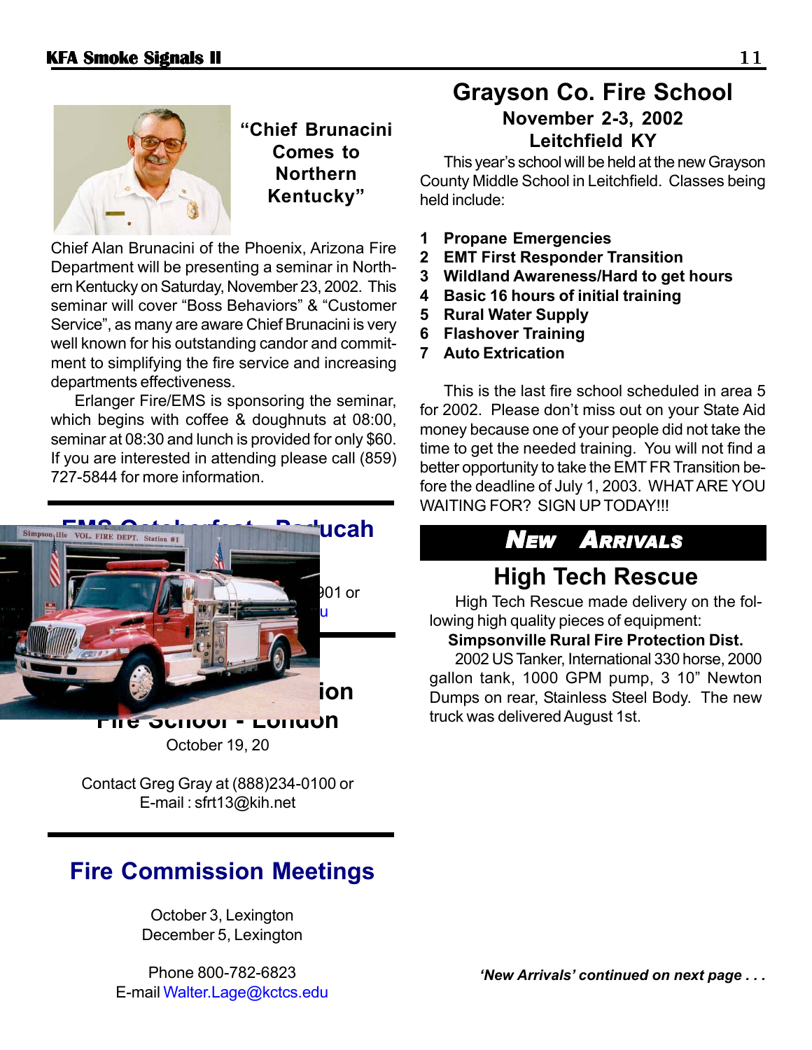## "Chief Brunacini Comes to Northern Kentucky"

Chief Alan Brunacini of the Phoenix, Arizona Fire Department will be presenting a seminar in Northern Kentucky on Saturday, November 23, 2002. This seminar will cover "Boss Behaviors" & "Customer Service", as many are aware Chief Brunacini is very well known for his outstanding candor and commitment to simplifying the fire service and increasing departments effectiveness.

Erlanger Fire/EMS is sponsoring the seminar, which begins with coffee & doughnuts at 08:00, seminar at 08:30 and lunch is provided for only $60. If you are interested in attending please call (859) 727-5844 for more information.

## EMS Octoberfest - Paducah

901 or

u

## ion Fire School - London

October 19, 20

Contact Greg Gray at (888)234-0100 or
E-mail : sfrt13@kih.net

## Fire Commission Meetings

October 3, Lexington
December 5, Lexington

Phone 800-782-6823
E-mail Walter.Lage@kctcs.edu

## Grayson Co. Fire School

### November 2-3, 2002
### Leitchfield KY

This year's school will be held at the new Grayson County Middle School in Leitchfield. Classes being held include:

1. **Propane Emergencies**
2. **EMT First Responder Transition**
3. **Wildland Awareness/Hard to get hours**
4. **Basic 16 hours of initial training**
5. **Rural Water Supply**
6. **Flashover Training**
7. **Auto Extrication**

This is the last fire school scheduled in area 5 for 2002. Please don't miss out on your State Aid money because one of your people did not take the time to get the needed training. You will not find a better opportunity to take the EMT FR Transition before the deadline of July 1, 2003. WHAT ARE YOU WAITING FOR? SIGN UP TODAY!!!

## New Arrivals

### High Tech Rescue

High Tech Rescue made delivery on the following high quality pieces of equipment:

**Simpsonville Rural Fire Protection Dist.**

2002 US Tanker, International 330 horse, 2000 gallon tank, 1000 GPM pump, 3 10" Newton Dumps on rear, Stainless Steel Body. The new truck was delivered August 1st.

***'New Arrivals' continued on next page . . .***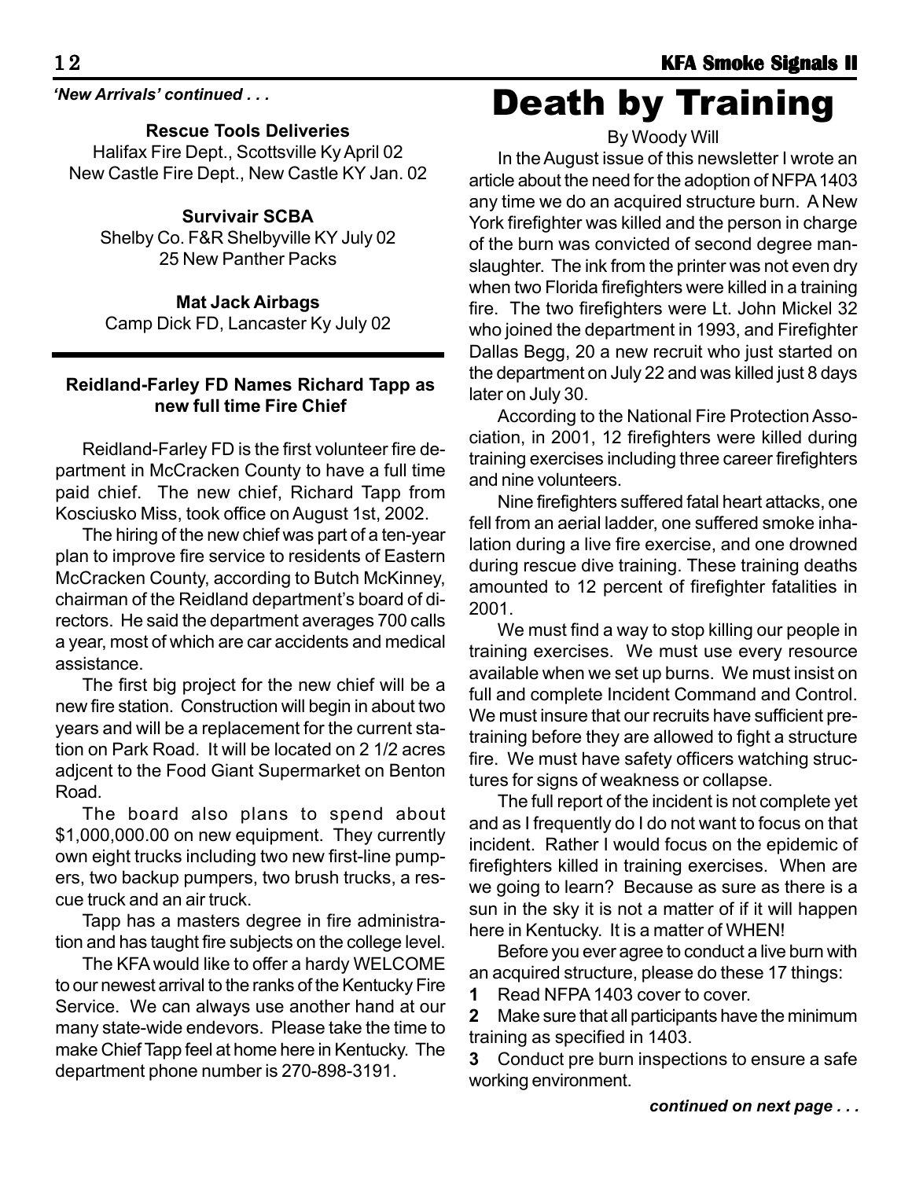*'New Arrivals' continued . . .*

**Rescue Tools Deliveries**

Halifax Fire Dept., Scottsville Ky April 02
New Castle Fire Dept., New Castle KY Jan. 02

**Survivair SCBA**

Shelby Co. F&R Shelbyville KY July 02
25 New Panther Packs

**Mat Jack Airbags**

Camp Dick FD, Lancaster Ky July 02

---

### Reidland-Farley FD Names Richard Tapp as new full time Fire Chief

Reidland-Farley FD is the first volunteer fire department in McCracken County to have a full time paid chief. The new chief, Richard Tapp from Kosciusko Miss, took office on August 1st, 2002.

The hiring of the new chief was part of a ten-year plan to improve fire service to residents of Eastern McCracken County, according to Butch McKinney, chairman of the Reidland department's board of directors. He said the department averages 700 calls a year, most of which are car accidents and medical assistance.

The first big project for the new chief will be a new fire station. Construction will begin in about two years and will be a replacement for the current station on Park Road. It will be located on 2 1/2 acres adjcent to the Food Giant Supermarket on Benton Road.

The board also plans to spend about $1,000,000.00 on new equipment. They currently own eight trucks including two new first-line pumpers, two backup pumpers, two brush trucks, a rescue truck and an air truck.

Tapp has a masters degree in fire administration and has taught fire subjects on the college level.

The KFA would like to offer a hardy WELCOME to our newest arrival to the ranks of the Kentucky Fire Service. We can always use another hand at our many state-wide endevors. Please take the time to make Chief Tapp feel at home here in Kentucky. The department phone number is 270-898-3191.

# Death by Training

By Woody Will

In the August issue of this newsletter I wrote an article about the need for the adoption of NFPA 1403 any time we do an acquired structure burn. A New York firefighter was killed and the person in charge of the burn was convicted of second degree manslaughter. The ink from the printer was not even dry when two Florida firefighters were killed in a training fire. The two firefighters were Lt. John Mickel 32 who joined the department in 1993, and Firefighter Dallas Begg, 20 a new recruit who just started on the department on July 22 and was killed just 8 days later on July 30.

According to the National Fire Protection Association, in 2001, 12 firefighters were killed during training exercises including three career firefighters and nine volunteers.

Nine firefighters suffered fatal heart attacks, one fell from an aerial ladder, one suffered smoke inhalation during a live fire exercise, and one drowned during rescue dive training. These training deaths amounted to 12 percent of firefighter fatalities in 2001.

We must find a way to stop killing our people in training exercises. We must use every resource available when we set up burns. We must insist on full and complete Incident Command and Control. We must insure that our recruits have sufficient pre-training before they are allowed to fight a structure fire. We must have safety officers watching structures for signs of weakness or collapse.

The full report of the incident is not complete yet and as I frequently do I do not want to focus on that incident. Rather I would focus on the epidemic of firefighters killed in training exercises. When are we going to learn? Because as sure as there is a sun in the sky it is not a matter of if it will happen here in Kentucky. It is a matter of WHEN!

Before you ever agree to conduct a live burn with an acquired structure, please do these 17 things:

1. Read NFPA 1403 cover to cover.
2. Make sure that all participants have the minimum training as specified in 1403.
3. Conduct pre burn inspections to ensure a safe working environment.

*continued on next page . . .*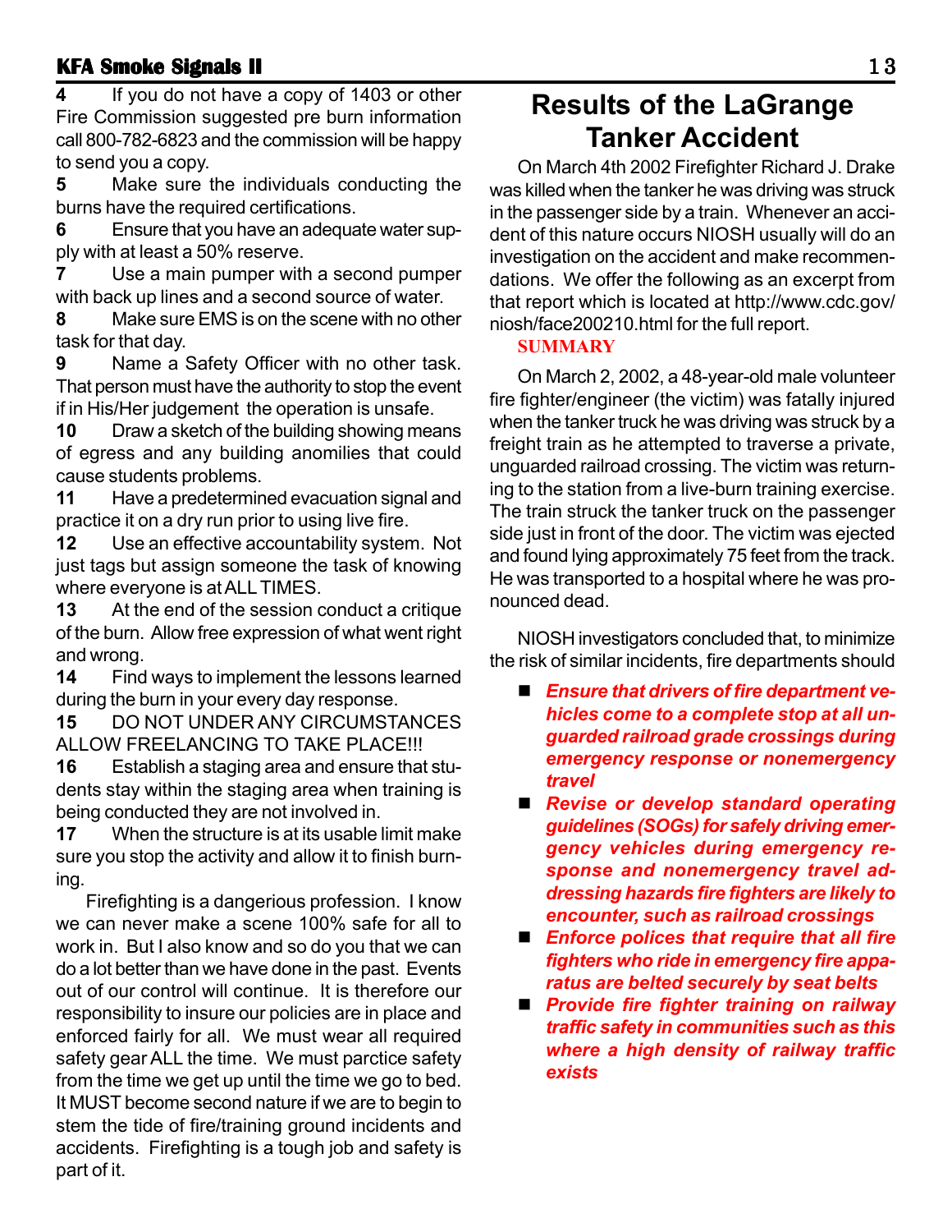4 If you do not have a copy of 1403 or other Fire Commission suggested pre burn information call 800-782-6823 and the commission will be happy to send you a copy.

5 Make sure the individuals conducting the burns have the required certifications.

6 Ensure that you have an adequate water supply with at least a 50% reserve.

7 Use a main pumper with a second pumper with back up lines and a second source of water.

8 Make sure EMS is on the scene with no other task for that day.

9 Name a Safety Officer with no other task. That person must have the authority to stop the event if in His/Her judgement the operation is unsafe.

10 Draw a sketch of the building showing means of egress and any building anomilies that could cause students problems.

11 Have a predetermined evacuation signal and practice it on a dry run prior to using live fire.

12 Use an effective accountability system. Not just tags but assign someone the task of knowing where everyone is at ALL TIMES.

13 At the end of the session conduct a critique of the burn. Allow free expression of what went right and wrong.

14 Find ways to implement the lessons learned during the burn in your every day response.

15 DO NOT UNDER ANY CIRCUMSTANCES ALLOW FREELANCING TO TAKE PLACE!!!

16 Establish a staging area and ensure that students stay within the staging area when training is being conducted they are not involved in.

17 When the structure is at its usable limit make sure you stop the activity and allow it to finish burning.

Firefighting is a dangerious profession. I know we can never make a scene 100% safe for all to work in. But I also know and so do you that we can do a lot better than we have done in the past. Events out of our control will continue. It is therefore our responsibility to insure our policies are in place and enforced fairly for all. We must wear all required safety gear ALL the time. We must parctice safety from the time we get up until the time we go to bed. It MUST become second nature if we are to begin to stem the tide of fire/training ground incidents and accidents. Firefighting is a tough job and safety is part of it.

# Results of the LaGrange Tanker Accident

On March 4th 2002 Firefighter Richard J. Drake was killed when the tanker he was driving was struck in the passenger side by a train. Whenever an accident of this nature occurs NIOSH usually will do an investigation on the accident and make recommendations. We offer the following as an excerpt from that report which is located at http://www.cdc.gov/niosh/face200210.html for the full report.

**SUMMARY**

On March 2, 2002, a 48-year-old male volunteer fire fighter/engineer (the victim) was fatally injured when the tanker truck he was driving was struck by a freight train as he attempted to traverse a private, unguarded railroad crossing. The victim was returning to the station from a live-burn training exercise. The train struck the tanker truck on the passenger side just in front of the door. The victim was ejected and found lying approximately 75 feet from the track. He was transported to a hospital where he was pronounced dead.

NIOSH investigators concluded that, to minimize the risk of similar incidents, fire departments should

- ***Ensure that drivers of fire department vehicles come to a complete stop at all unguarded railroad grade crossings during emergency response or nonemergency travel***
- ***Revise or develop standard operating guidelines (SOGs) for safely driving emergency vehicles during emergency response and nonemergency travel addressing hazards fire fighters are likely to encounter, such as railroad crossings***
- ***Enforce polices that require that all fire fighters who ride in emergency fire apparatus are belted securely by seat belts***
- ***Provide fire fighter training on railway traffic safety in communities such as this where a high density of railway traffic exists***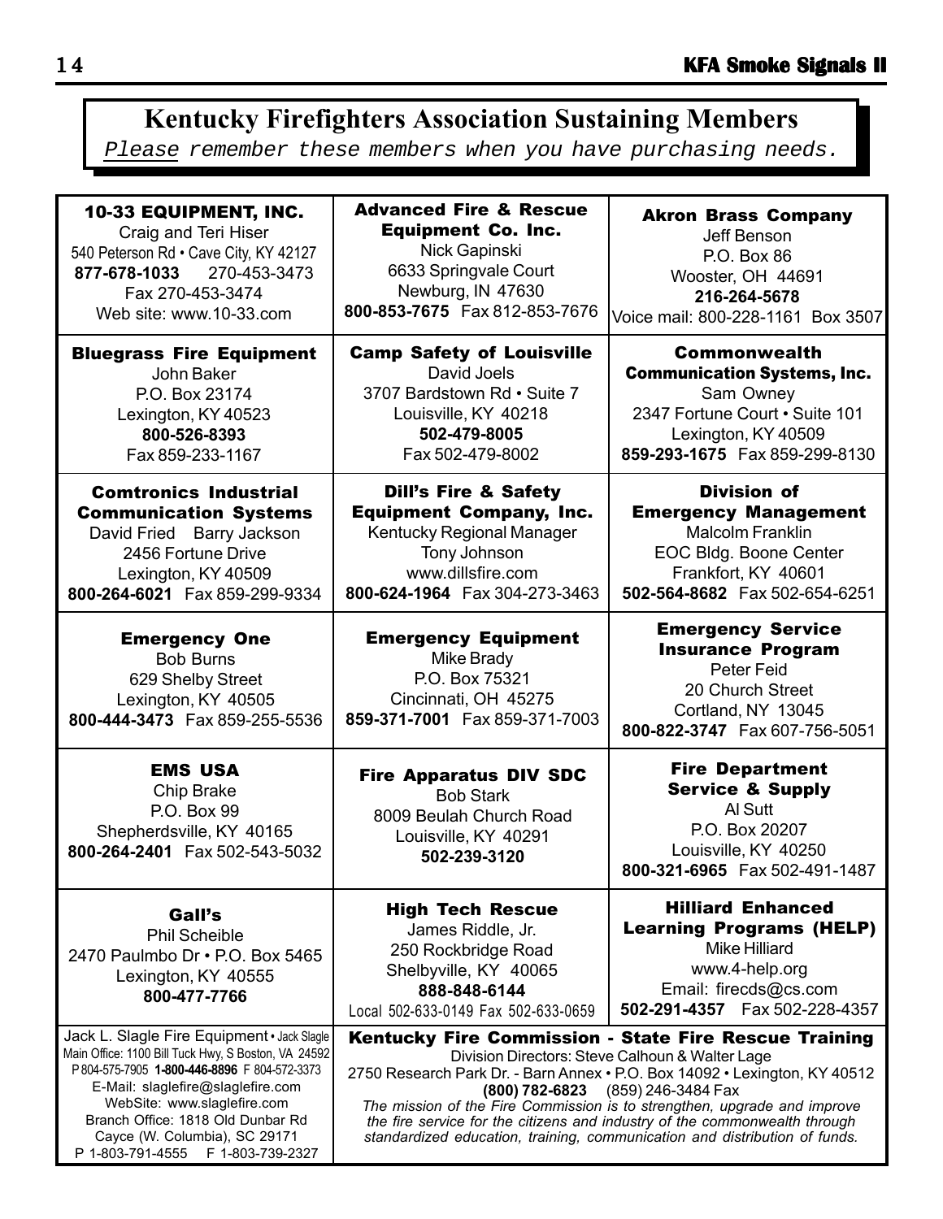# Kentucky Firefighters Association Sustaining Members

*Please remember these members when you have purchasing needs.*

**10-33 EQUIPMENT, INC.**
Craig and Teri Hiser
540 Peterson Rd • Cave City, KY 42127
**877-678-1033** 270-453-3473
Fax 270-453-3474
Web site: www.10-33.com

**Advanced Fire & Rescue Equipment Co. Inc.**
Nick Gapinski
6633 Springvale Court
Newburg, IN 47630
**800-853-7675** Fax 812-853-7676

**Akron Brass Company**
Jeff Benson
P.O. Box 86
Wooster, OH 44691
**216-264-5678**
Voice mail: 800-228-1161 Box 3507

**Bluegrass Fire Equipment**
John Baker
P.O. Box 23174
Lexington, KY 40523
**800-526-8393**
Fax 859-233-1167

**Camp Safety of Louisville**
David Joels
3707 Bardstown Rd • Suite 7
Louisville, KY 40218
**502-479-8005**
Fax 502-479-8002

**Commonwealth Communication Systems, Inc.**
Sam Owney
2347 Fortune Court • Suite 101
Lexington, KY 40509
**859-293-1675** Fax 859-299-8130

**Comtronics Industrial Communication Systems**
David Fried Barry Jackson
2456 Fortune Drive
Lexington, KY 40509
**800-264-6021** Fax 859-299-9334

**Dill's Fire & Safety Equipment Company, Inc.**
Kentucky Regional Manager
Tony Johnson
www.dillsfire.com
**800-624-1964** Fax 304-273-3463

**Division of Emergency Management**
Malcolm Franklin
EOC Bldg. Boone Center
Frankfort, KY 40601
**502-564-8682** Fax 502-654-6251

**Emergency One**
Bob Burns
629 Shelby Street
Lexington, KY 40505
**800-444-3473** Fax 859-255-5536

**Emergency Equipment**
Mike Brady
P.O. Box 75321
Cincinnati, OH 45275
**859-371-7001** Fax 859-371-7003

**Emergency Service Insurance Program**
Peter Feid
20 Church Street
Cortland, NY 13045
**800-822-3747** Fax 607-756-5051

**EMS USA**
Chip Brake
P.O. Box 99
Shepherdsville, KY 40165
**800-264-2401** Fax 502-543-5032

**Fire Apparatus DIV SDC**
Bob Stark
8009 Beulah Church Road
Louisville, KY 40291
**502-239-3120**

**Fire Department Service & Supply**
Al Sutt
P.O. Box 20207
Louisville, KY 40250
**800-321-6965** Fax 502-491-1487

**Gall's**
Phil Scheible
2470 Paulmbo Dr • P.O. Box 5465
Lexington, KY 40555
**800-477-7766**

**High Tech Rescue**
James Riddle, Jr.
250 Rockbridge Road
Shelbyville, KY 40065
**888-848-6144**
Local 502-633-0149 Fax 502-633-0659

**Hilliard Enhanced Learning Programs (HELP)**
Mike Hilliard
www.4-help.org
Email: firecds@cs.com
**502-291-4357** Fax 502-228-4357

**Jack L. Slagle Fire Equipment** • Jack Slagle
Main Office: 1100 Bill Tuck Hwy, S Boston, VA 24592
P 804-575-7905 **1-800-446-8896** F 804-572-3373
E-Mail: slaglefire@slaglefire.com
WebSite: www.slaglefire.com
Branch Office: 1818 Old Dunbar Rd
Cayce (W. Columbia), SC 29171
P 1-803-791-4555 F 1-803-739-2327

**Kentucky Fire Commission - State Fire Rescue Training**
Division Directors: Steve Calhoun & Walter Lage
2750 Research Park Dr. - Barn Annex • P.O. Box 14092 • Lexington, KY 40512
**(800) 782-6823** (859) 246-3484 Fax
*The mission of the Fire Commission is to strengthen, upgrade and improve the fire service for the citizens and industry of the commonwealth through standardized education, training, communication and distribution of funds.*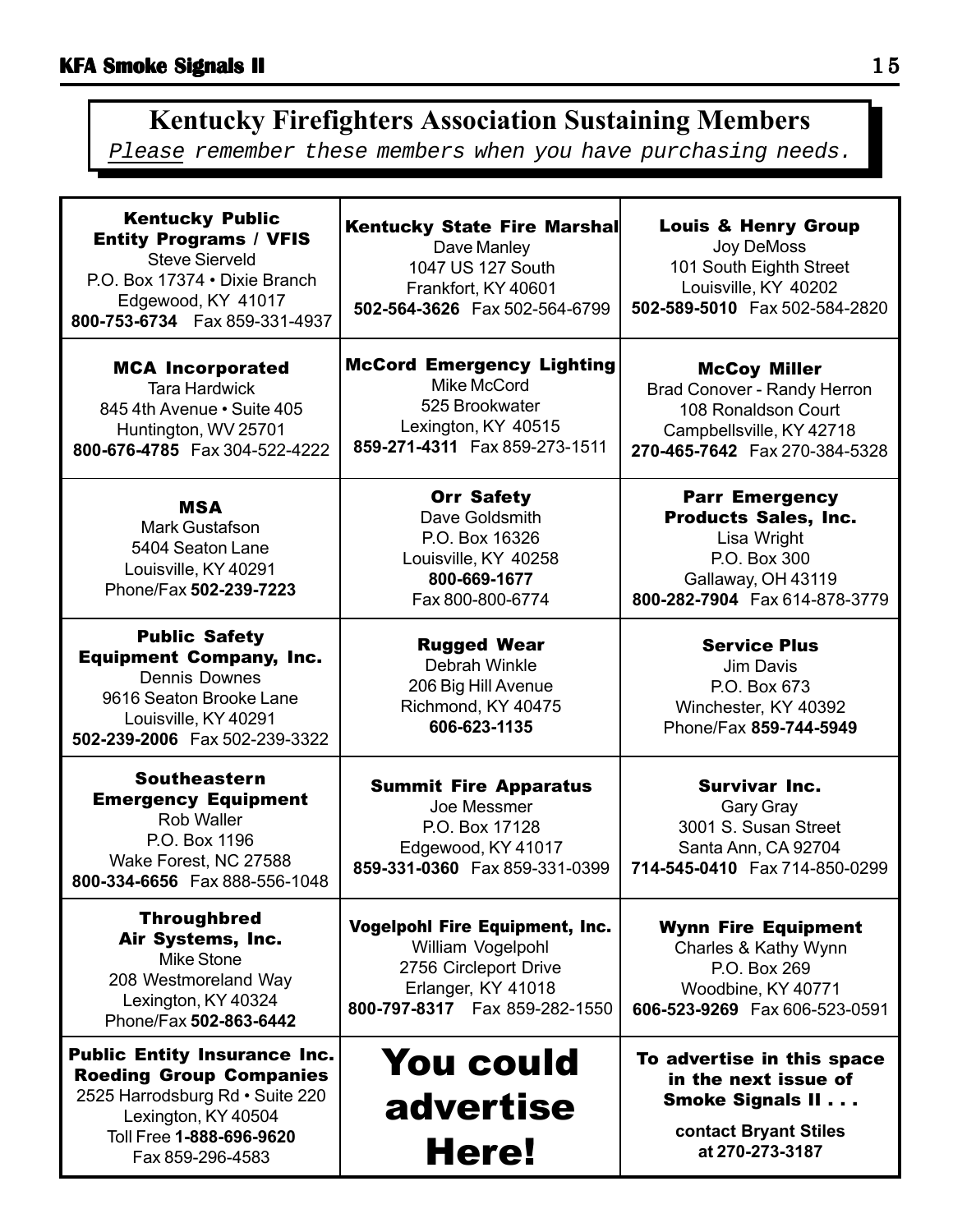## Kentucky Firefighters Association Sustaining Members

*Please remember these members when you have purchasing needs.*

**Kentucky Public Entity Programs / VFIS**
Steve Sierveld
P.O. Box 17374 • Dixie Branch
Edgewood, KY 41017
**800-753-6734** Fax 859-331-4937

**Kentucky State Fire Marshal**
Dave Manley
1047 US 127 South
Frankfort, KY 40601
**502-564-3626** Fax 502-564-6799

**Louis & Henry Group**
Joy DeMoss
101 South Eighth Street
Louisville, KY 40202
**502-589-5010** Fax 502-584-2820

**MCA Incorporated**
Tara Hardwick
845 4th Avenue • Suite 405
Huntington, WV 25701
**800-676-4785** Fax 304-522-4222

**McCord Emergency Lighting**
Mike McCord
525 Brookwater
Lexington, KY 40515
**859-271-4311** Fax 859-273-1511

**McCoy Miller**
Brad Conover - Randy Herron
108 Ronaldson Court
Campbellsville, KY 42718
**270-465-7642** Fax 270-384-5328

**MSA**
Mark Gustafson
5404 Seaton Lane
Louisville, KY 40291
Phone/Fax **502-239-7223**

**Orr Safety**
Dave Goldsmith
P.O. Box 16326
Louisville, KY 40258
**800-669-1677**
Fax 800-800-6774

**Parr Emergency Products Sales, Inc.**
Lisa Wright
P.O. Box 300
Gallaway, OH 43119
**800-282-7904** Fax 614-878-3779

**Public Safety Equipment Company, Inc.**
Dennis Downes
9616 Seaton Brooke Lane
Louisville, KY 40291
**502-239-2006** Fax 502-239-3322

**Rugged Wear**
Debrah Winkle
206 Big Hill Avenue
Richmond, KY 40475
**606-623-1135**

**Service Plus**
Jim Davis
P.O. Box 673
Winchester, KY 40392
Phone/Fax **859-744-5949**

**Southeastern Emergency Equipment**
Rob Waller
P.O. Box 1196
Wake Forest, NC 27588
**800-334-6656** Fax 888-556-1048

**Summit Fire Apparatus**
Joe Messmer
P.O. Box 17128
Edgewood, KY 41017
**859-331-0360** Fax 859-331-0399

**Survivar Inc.**
Gary Gray
3001 S. Susan Street
Santa Ann, CA 92704
**714-545-0410** Fax 714-850-0299

**Throughbred Air Systems, Inc.**
Mike Stone
208 Westmoreland Way
Lexington, KY 40324
Phone/Fax **502-863-6442**

**Vogelpohl Fire Equipment, Inc.**
William Vogelpohl
2756 Circleport Drive
Erlanger, KY 41018
**800-797-8317** Fax 859-282-1550

**Wynn Fire Equipment**
Charles & Kathy Wynn
P.O. Box 269
Woodbine, KY 40771
**606-523-9269** Fax 606-523-0591

**Public Entity Insurance Inc. Roeding Group Companies**
2525 Harrodsburg Rd • Suite 220
Lexington, KY 40504
Toll Free **1-888-696-9620**
Fax 859-296-4583

**You could advertise Here!**

**To advertise in this space in the next issue of Smoke Signals II . . .**

**contact Bryant Stiles at 270-273-3187**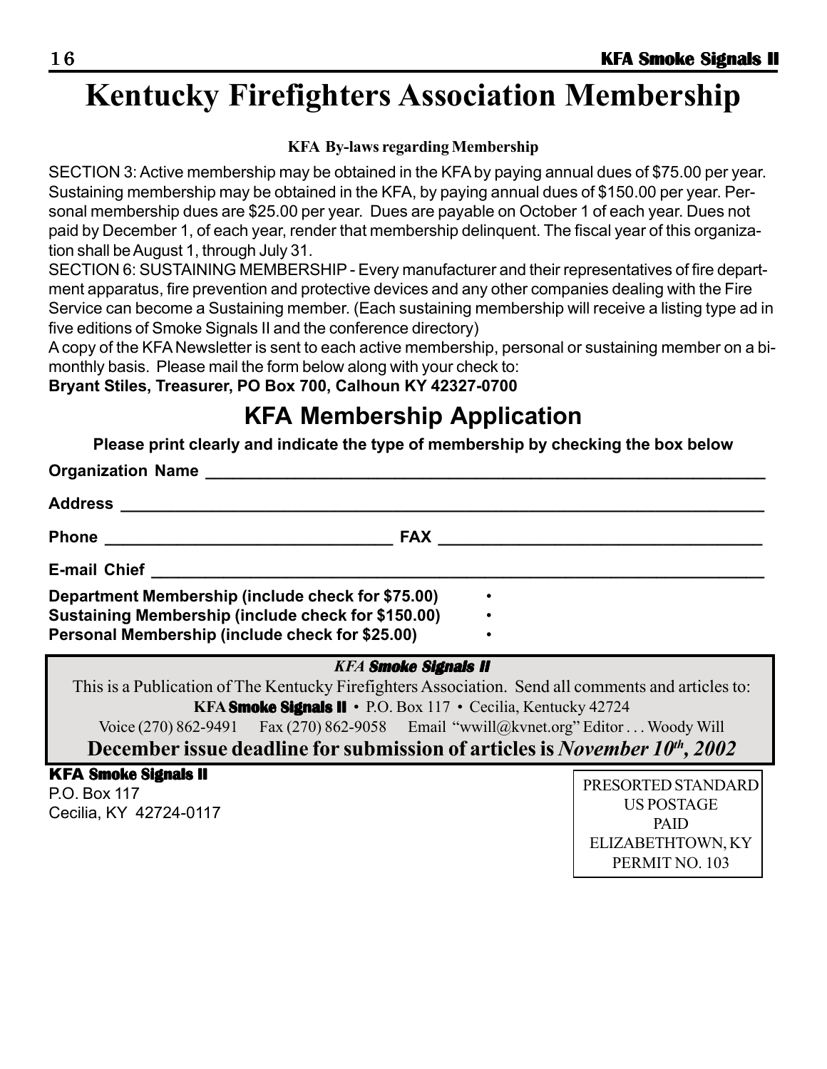# Kentucky Firefighters Association Membership

**KFA By-laws regarding Membership**

SECTION 3: Active membership may be obtained in the KFA by paying annual dues of $75.00 per year. Sustaining membership may be obtained in the KFA, by paying annual dues of $150.00 per year. Personal membership dues are $25.00 per year. Dues are payable on October 1 of each year. Dues not paid by December 1, of each year, render that membership delinquent. The fiscal year of this organization shall be August 1, through July 31.

SECTION 6: SUSTAINING MEMBERSHIP - Every manufacturer and their representatives of fire department apparatus, fire prevention and protective devices and any other companies dealing with the Fire Service can become a Sustaining member. (Each sustaining membership will receive a listing type ad in five editions of Smoke Signals II and the conference directory)

A copy of the KFA Newsletter is sent to each active membership, personal or sustaining member on a bi-monthly basis. Please mail the form below along with your check to:

**Bryant Stiles, Treasurer, PO Box 700, Calhoun KY 42327-0700**

## KFA Membership Application

**Please print clearly and indicate the type of membership by checking the box below**

**Organization Name** ______________________________

**Address** ______________________________

**Phone** ________________ **FAX** ________________

**E-mail Chief** ______________________________

**Department Membership (include check for $75.00)** •

**Sustaining Membership (include check for $150.00)** •

**Personal Membership (include check for $25.00)** •

*KFA* **Smoke Signals II**

This is a Publication of The Kentucky Firefighters Association. Send all comments and articles to:

**KFA Smoke Signals II** • P.O. Box 117 • Cecilia, Kentucky 42724

Voice (270) 862-9491 Fax (270) 862-9058 Email "wwill@kvnet.org" Editor . . . Woody Will

**December issue deadline for submission of articles is *November 10th, 2002***

**KFA Smoke Signals II**
P.O. Box 117
Cecilia, KY 42724-0117

PRESORTED STANDARD
US POSTAGE
PAID
ELIZABETHTOWN, KY
PERMIT NO. 103